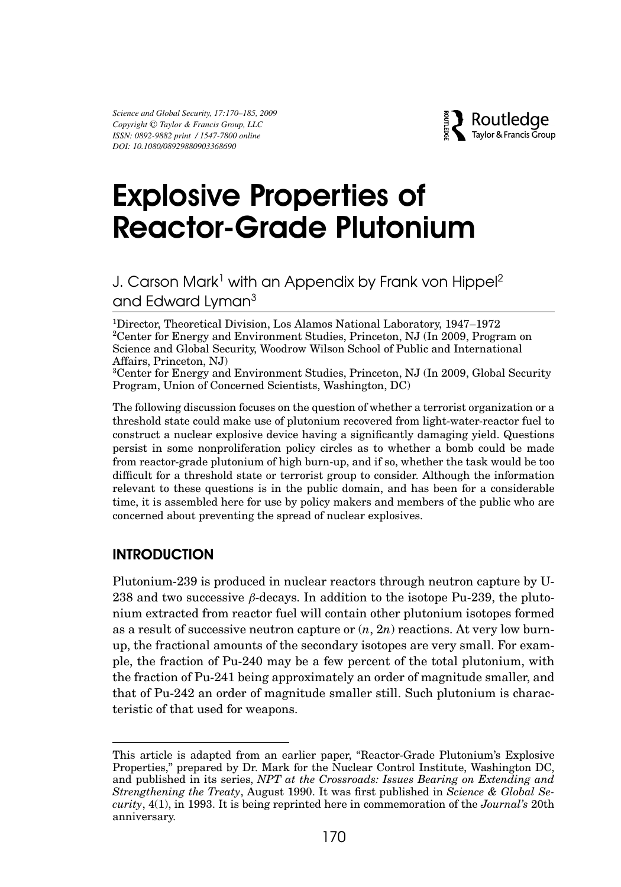# Explosive Properties of Reactor-Grade Plutonium

J. Carson Mark[1] with an Appendix by Frank von Hippel[2] and Edward Lyman[3]

[1]Director, Theoretical Division, Los Alamos National Laboratory, 1947–1972
[2]Center for Energy and Environment Studies, Princeton, NJ (In 2009, Program on Science and Global Security, Woodrow Wilson School of Public and International Affairs, Princeton, NJ)
[3]Center for Energy and Environment Studies, Princeton, NJ (In 2009, Global Security Program, Union of Concerned Scientists, Washington, DC)

The following discussion focuses on the question of whether a terrorist organization or a threshold state could make use of plutonium recovered from light-water-reactor fuel to construct a nuclear explosive device having a significantly damaging yield. Questions persist in some nonproliferation policy circles as to whether a bomb could be made from reactor-grade plutonium of high burn-up, and if so, whether the task would be too difficult for a threshold state or terrorist group to consider. Although the information relevant to these questions is in the public domain, and has been for a considerable time, it is assembled here for use by policy makers and members of the public who are concerned about preventing the spread of nuclear explosives.

## INTRODUCTION

Plutonium-239 is produced in nuclear reactors through neutron capture by U-238 and two successive $\beta$-decays. In addition to the isotope Pu-239, the plutonium extracted from reactor fuel will contain other plutonium isotopes formed as a result of successive neutron capture or $(n, 2n)$ reactions. At very low burn-up, the fractional amounts of the secondary isotopes are very small. For example, the fraction of Pu-240 may be a few percent of the total plutonium, with the fraction of Pu-241 being approximately an order of magnitude smaller, and that of Pu-242 an order of magnitude smaller still. Such plutonium is characteristic of that used for weapons.

---

This article is adapted from an earlier paper, "Reactor-Grade Plutonium's Explosive Properties," prepared by Dr. Mark for the Nuclear Control Institute, Washington DC, and published in its series, *NPT at the Crossroads: Issues Bearing on Extending and Strengthening the Treaty*, August 1990. It was first published in *Science & Global Security*, 4(1), in 1993. It is being reprinted here in commemoration of the *Journal's* 20th anniversary.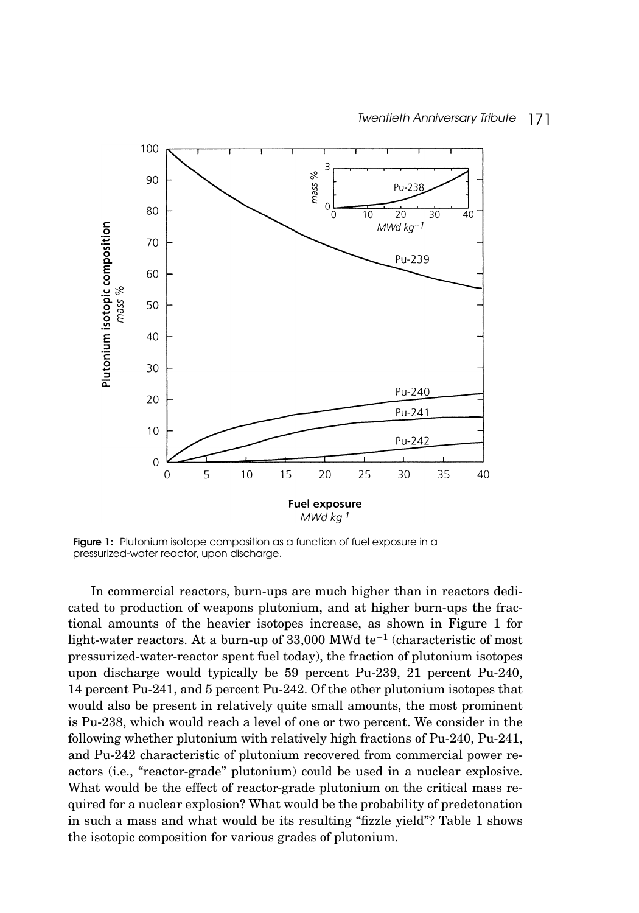**Figure 1:** Plutonium isotope composition as a function of fuel exposure in a pressurized-water reactor, upon discharge.

In commercial reactors, burn-ups are much higher than in reactors dedicated to production of weapons plutonium, and at higher burn-ups the fractional amounts of the heavier isotopes increase, as shown in Figure 1 for light-water reactors. At a burn-up of 33,000 MWd te$^{-1}$ (characteristic of most pressurized-water-reactor spent fuel today), the fraction of plutonium isotopes upon discharge would typically be 59 percent Pu-239, 21 percent Pu-240, 14 percent Pu-241, and 5 percent Pu-242. Of the other plutonium isotopes that would also be present in relatively quite small amounts, the most prominent is Pu-238, which would reach a level of one or two percent. We consider in the following whether plutonium with relatively high fractions of Pu-240, Pu-241, and Pu-242 characteristic of plutonium recovered from commercial power reactors (i.e., "reactor-grade" plutonium) could be used in a nuclear explosive. What would be the effect of reactor-grade plutonium on the critical mass required for a nuclear explosion? What would be the probability of predetonation in such a mass and what would be its resulting "fizzle yield"? Table 1 shows the isotopic composition for various grades of plutonium.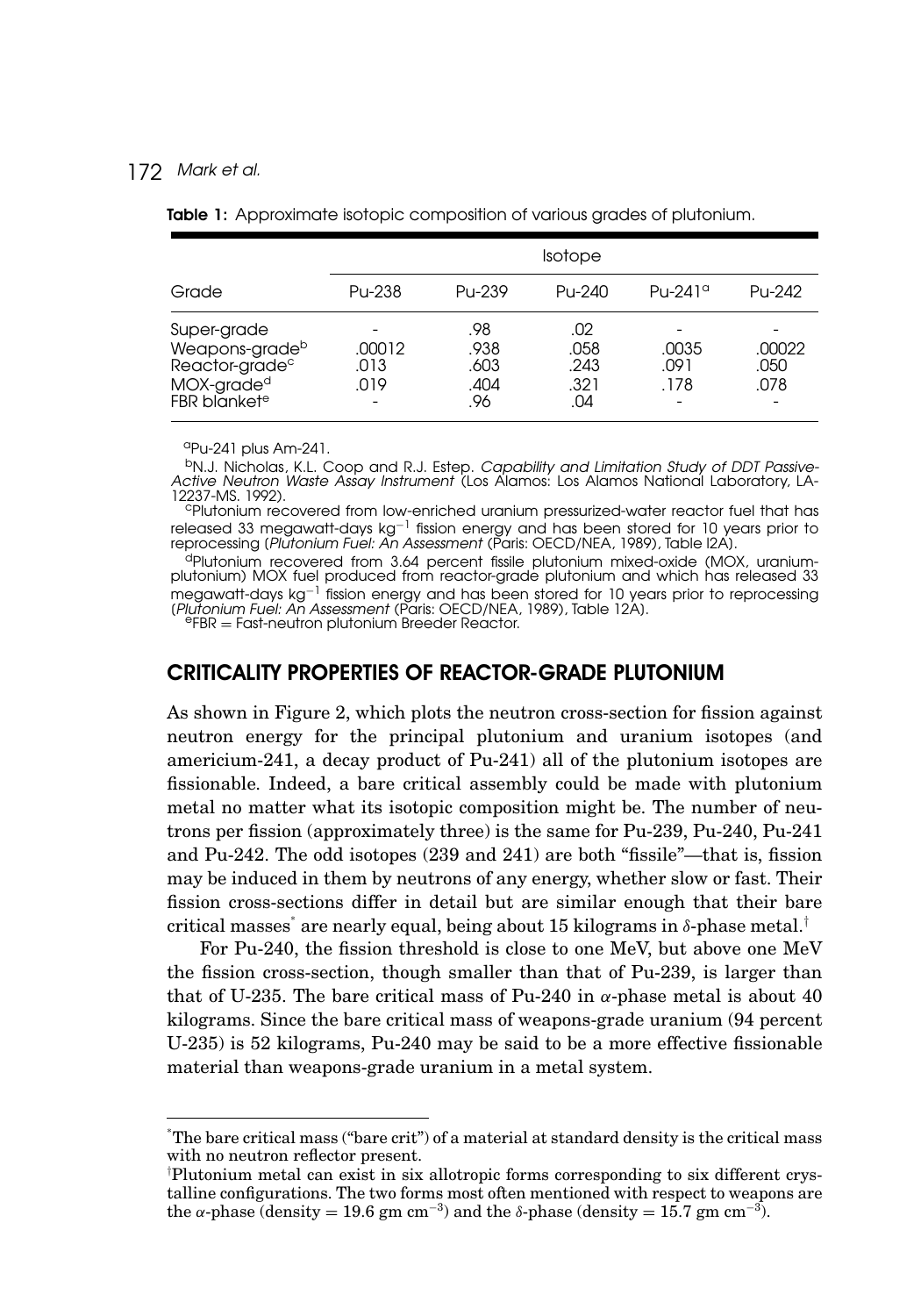**Table 1:** Approximate isotopic composition of various grades of plutonium.

| Grade | Isotope | | | | |
|---|---|---|---|---|---|
| | Pu-238 | Pu-239 | Pu-240 | Pu-241[a] | Pu-242 |
| Super-grade | - | .98 | .02 | - | - |
| Weapons-grade[b] | .00012 | .938 | .058 | .0035 | .00022 |
| Reactor-grade[c] | .013 | .603 | .243 | .091 | .050 |
| MOX-grade[d] | .019 | .404 | .321 | .178 | .078 |
| FBR blanket[e] | - | .96 | .04 | - | - |

[a]Pu-241 plus Am-241.

[b]N.J. Nicholas, K.L. Coop and R.J. Estep. *Capability and Limitation Study of DDT Passive-Active Neutron Waste Assay Instrument* (Los Alamos: Los Alamos National Laboratory, LA-12237-MS. 1992).

[c]Plutonium recovered from low-enriched uranium pressurized-water reactor fuel that has released 33 megawatt-days $kg^{-1}$ fission energy and has been stored for 10 years prior to reprocessing (*Plutonium Fuel: An Assessment* (Paris: OECD/NEA, 1989), Table I2A).

[d]Plutonium recovered from 3.64 percent fissile plutonium mixed-oxide (MOX, uranium-plutonium) MOX fuel produced from reactor-grade plutonium and which has released 33 megawatt-days $kg^{-1}$ fission energy and has been stored for 10 years prior to reprocessing (*Plutonium Fuel: An Assessment* (Paris: OECD/NEA, 1989), Table 12A).

[e]FBR = Fast-neutron plutonium Breeder Reactor.

## CRITICALITY PROPERTIES OF REACTOR-GRADE PLUTONIUM

As shown in Figure 2, which plots the neutron cross-section for fission against neutron energy for the principal plutonium and uranium isotopes (and americium-241, a decay product of Pu-241) all of the plutonium isotopes are fissionable. Indeed, a bare critical assembly could be made with plutonium metal no matter what its isotopic composition might be. The number of neutrons per fission (approximately three) is the same for Pu-239, Pu-240, Pu-241 and Pu-242. The odd isotopes (239 and 241) are both "fissile"—that is, fission may be induced in them by neutrons of any energy, whether slow or fast. Their fission cross-sections differ in detail but are similar enough that their bare critical masses* are nearly equal, being about 15 kilograms in $\delta$-phase metal.†

For Pu-240, the fission threshold is close to one MeV, but above one MeV the fission cross-section, though smaller than that of Pu-239, is larger than that of U-235. The bare critical mass of Pu-240 in $\alpha$-phase metal is about 40 kilograms. Since the bare critical mass of weapons-grade uranium (94 percent U-235) is 52 kilograms, Pu-240 may be said to be a more effective fissionable material than weapons-grade uranium in a metal system.

*The bare critical mass ("bare crit") of a material at standard density is the critical mass with no neutron reflector present.

†Plutonium metal can exist in six allotropic forms corresponding to six different crystalline configurations. The two forms most often mentioned with respect to weapons are the $\alpha$-phase (density = 19.6 gm $cm^{-3}$) and the $\delta$-phase (density = 15.7 gm $cm^{-3}$).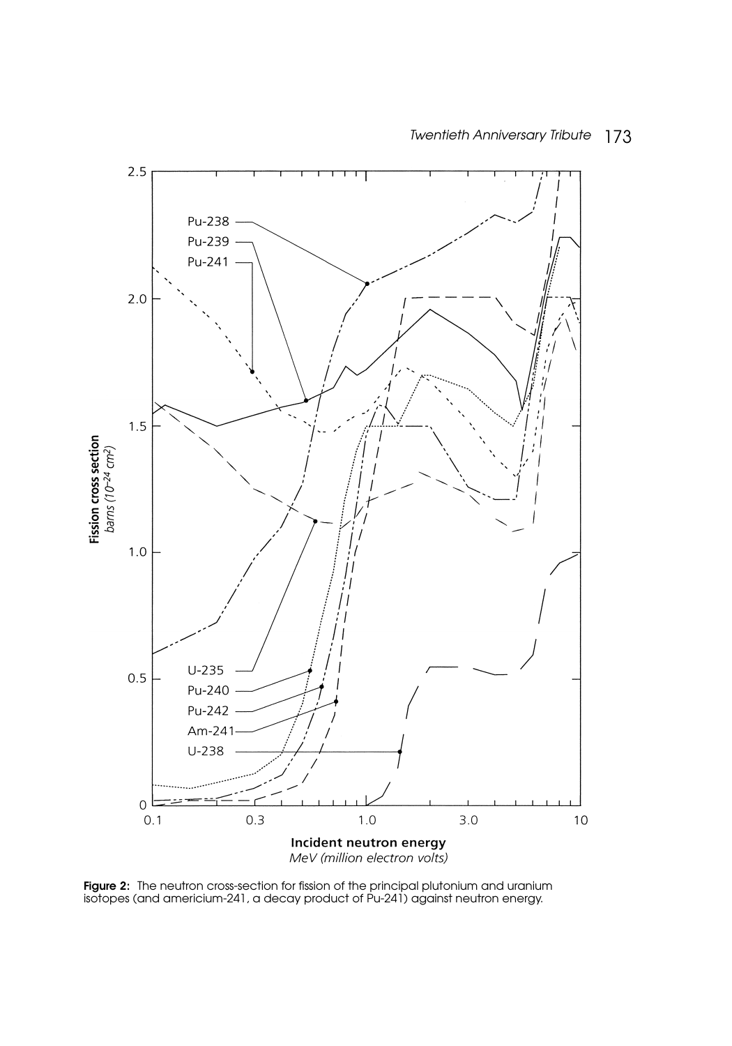**Figure 2:** The neutron cross-section for fission of the principal plutonium and uranium isotopes (and americium-241, a decay product of Pu-241) against neutron energy.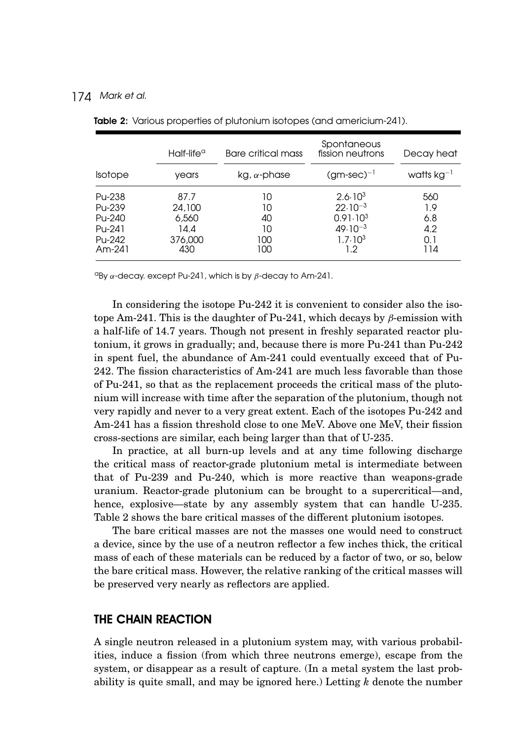**Table 2:** Various properties of plutonium isotopes (and americium-241).

| | Half-life[a] | Bare critical mass | Spontaneous fission neutrons | Decay heat |
|---|---|---|---|---|
| Isotope | years | kg, $\alpha$-phase | $(\text{gm-sec})^{-1}$ | watts $kg^{-1}$ |
| Pu-238 | 87.7 | 10 | $2.6{\cdot}10^3$ | 560 |
| Pu-239 | 24,100 | 10 | $22{\cdot}10^{-3}$ | 1.9 |
| Pu-240 | 6,560 | 40 | $0.91{\cdot}10^3$ | 6.8 |
| Pu-241 | 14.4 | 10 | $49{\cdot}10^{-3}$ | 4.2 |
| Pu-242 | 376,000 | 100 | $1.7{\cdot}10^3$ | 0.1 |
| Am-241 | 430 | 100 | 1.2 | 114 |

[a]By $\alpha$-decay. except Pu-241, which is by $\beta$-decay to Am-241.

In considering the isotope Pu-242 it is convenient to consider also the isotope Am-241. This is the daughter of Pu-241, which decays by $\beta$-emission with a half-life of 14.7 years. Though not present in freshly separated reactor plutonium, it grows in gradually; and, because there is more Pu-241 than Pu-242 in spent fuel, the abundance of Am-241 could eventually exceed that of Pu-242. The fission characteristics of Am-241 are much less favorable than those of Pu-241, so that as the replacement proceeds the critical mass of the plutonium will increase with time after the separation of the plutonium, though not very rapidly and never to a very great extent. Each of the isotopes Pu-242 and Am-241 has a fission threshold close to one MeV. Above one MeV, their fission cross-sections are similar, each being larger than that of U-235.

In practice, at all burn-up levels and at any time following discharge the critical mass of reactor-grade plutonium metal is intermediate between that of Pu-239 and Pu-240, which is more reactive than weapons-grade uranium. Reactor-grade plutonium can be brought to a supercritical—and, hence, explosive—state by any assembly system that can handle U-235. Table 2 shows the bare critical masses of the different plutonium isotopes.

The bare critical masses are not the masses one would need to construct a device, since by the use of a neutron reflector a few inches thick, the critical mass of each of these materials can be reduced by a factor of two, or so, below the bare critical mass. However, the relative ranking of the critical masses will be preserved very nearly as reflectors are applied.

## THE CHAIN REACTION

A single neutron released in a plutonium system may, with various probabilities, induce a fission (from which three neutrons emerge), escape from the system, or disappear as a result of capture. (In a metal system the last probability is quite small, and may be ignored here.) Letting $k$ denote the number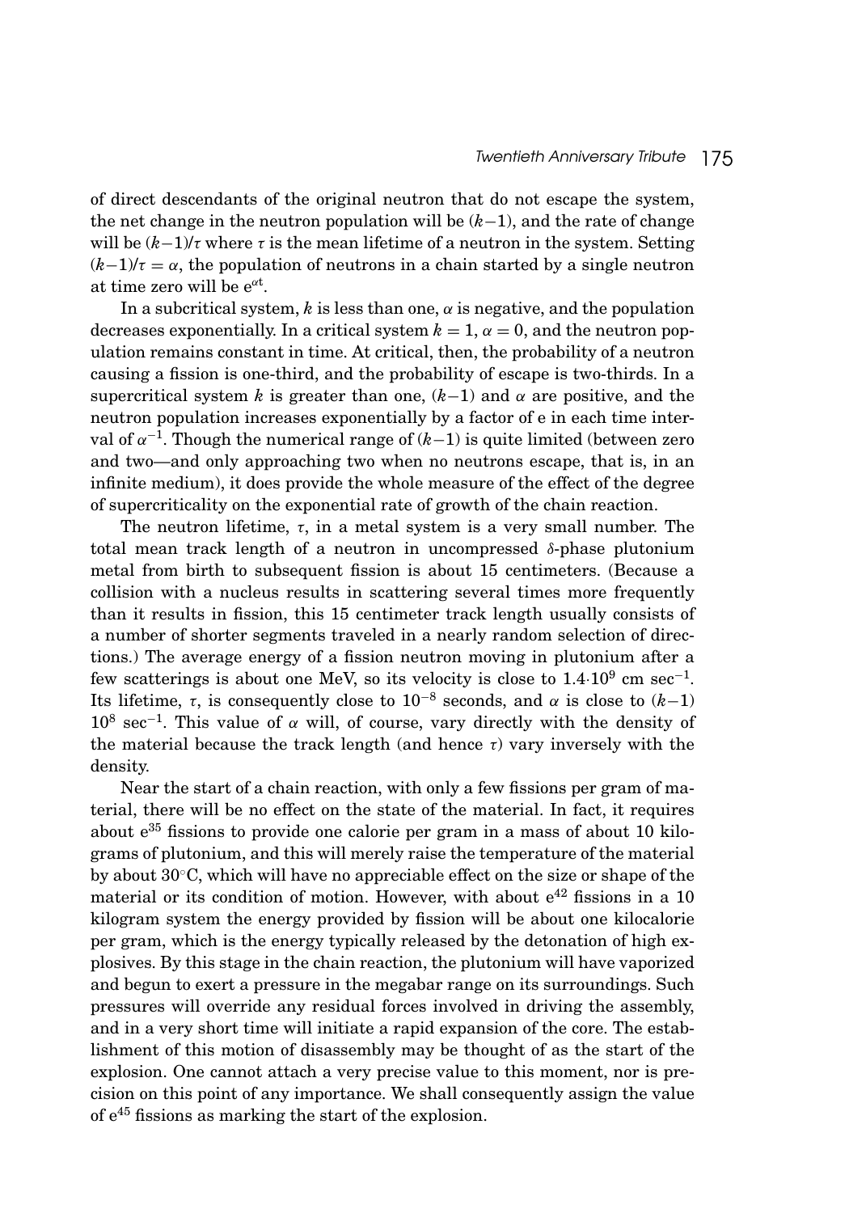of direct descendants of the original neutron that do not escape the system, the net change in the neutron population will be $(k-1)$, and the rate of change will be $(k-1)/\tau$ where $\tau$ is the mean lifetime of a neutron in the system. Setting $(k-1)/\tau = \alpha$, the population of neutrons in a chain started by a single neutron at time zero will be $e^{\alpha t}$.

In a subcritical system, $k$ is less than one, $\alpha$ is negative, and the population decreases exponentially. In a critical system $k = 1$, $\alpha = 0$, and the neutron population remains constant in time. At critical, then, the probability of a neutron causing a fission is one-third, and the probability of escape is two-thirds. In a supercritical system $k$ is greater than one, $(k-1)$ and $\alpha$ are positive, and the neutron population increases exponentially by a factor of e in each time interval of $\alpha^{-1}$. Though the numerical range of $(k-1)$ is quite limited (between zero and two—and only approaching two when no neutrons escape, that is, in an infinite medium), it does provide the whole measure of the effect of the degree of supercriticality on the exponential rate of growth of the chain reaction.

The neutron lifetime, $\tau$, in a metal system is a very small number. The total mean track length of a neutron in uncompressed $\delta$-phase plutonium metal from birth to subsequent fission is about 15 centimeters. (Because a collision with a nucleus results in scattering several times more frequently than it results in fission, this 15 centimeter track length usually consists of a number of shorter segments traveled in a nearly random selection of directions.) The average energy of a fission neutron moving in plutonium after a few scatterings is about one MeV, so its velocity is close to $1.4 \cdot 10^{9}$ cm sec$^{-1}$. Its lifetime, $\tau$, is consequently close to $10^{-8}$ seconds, and $\alpha$ is close to $(k-1)$ $10^{8}$ sec$^{-1}$. This value of $\alpha$ will, of course, vary directly with the density of the material because the track length (and hence $\tau$) vary inversely with the density.

Near the start of a chain reaction, with only a few fissions per gram of material, there will be no effect on the state of the material. In fact, it requires about $e^{35}$ fissions to provide one calorie per gram in a mass of about 10 kilograms of plutonium, and this will merely raise the temperature of the material by about 30°C, which will have no appreciable effect on the size or shape of the material or its condition of motion. However, with about $e^{42}$ fissions in a 10 kilogram system the energy provided by fission will be about one kilocalorie per gram, which is the energy typically released by the detonation of high explosives. By this stage in the chain reaction, the plutonium will have vaporized and begun to exert a pressure in the megabar range on its surroundings. Such pressures will override any residual forces involved in driving the assembly, and in a very short time will initiate a rapid expansion of the core. The establishment of this motion of disassembly may be thought of as the start of the explosion. One cannot attach a very precise value to this moment, nor is precision on this point of any importance. We shall consequently assign the value of $e^{45}$ fissions as marking the start of the explosion.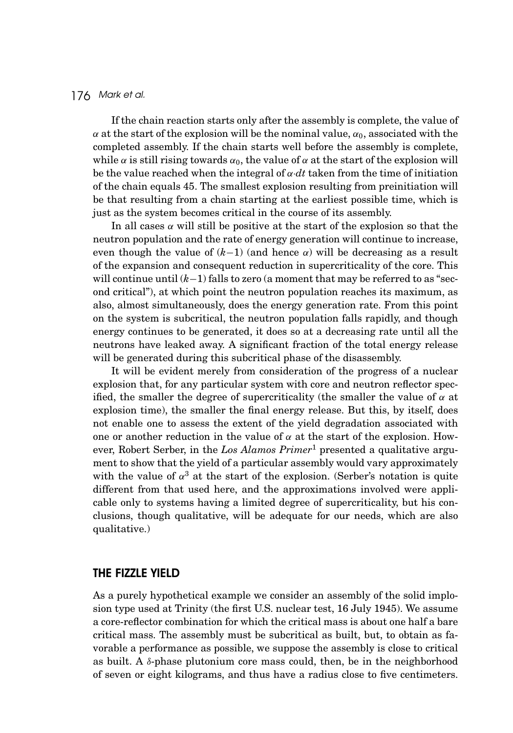If the chain reaction starts only after the assembly is complete, the value of $\alpha$ at the start of the explosion will be the nominal value, $\alpha_0$, associated with the completed assembly. If the chain starts well before the assembly is complete, while $\alpha$ is still rising towards $\alpha_0$, the value of $\alpha$ at the start of the explosion will be the value reached when the integral of $\alpha{\cdot}dt$ taken from the time of initiation of the chain equals 45. The smallest explosion resulting from preinitiation will be that resulting from a chain starting at the earliest possible time, which is just as the system becomes critical in the course of its assembly.

In all cases $\alpha$ will still be positive at the start of the explosion so that the neutron population and the rate of energy generation will continue to increase, even though the value of $(k-1)$ (and hence $\alpha$) will be decreasing as a result of the expansion and consequent reduction in supercriticality of the core. This will continue until $(k-1)$ falls to zero (a moment that may be referred to as "second critical"), at which point the neutron population reaches its maximum, as also, almost simultaneously, does the energy generation rate. From this point on the system is subcritical, the neutron population falls rapidly, and though energy continues to be generated, it does so at a decreasing rate until all the neutrons have leaked away. A significant fraction of the total energy release will be generated during this subcritical phase of the disassembly.

It will be evident merely from consideration of the progress of a nuclear explosion that, for any particular system with core and neutron reflector specified, the smaller the degree of supercriticality (the smaller the value of $\alpha$ at explosion time), the smaller the final energy release. But this, by itself, does not enable one to assess the extent of the yield degradation associated with one or another reduction in the value of $\alpha$ at the start of the explosion. However, Robert Serber, in the *Los Alamos Primer*[1] presented a qualitative argument to show that the yield of a particular assembly would vary approximately with the value of $\alpha^3$ at the start of the explosion. (Serber's notation is quite different from that used here, and the approximations involved were applicable only to systems having a limited degree of supercriticality, but his conclusions, though qualitative, will be adequate for our needs, which are also qualitative.)

## THE FIZZLE YIELD

As a purely hypothetical example we consider an assembly of the solid implosion type used at Trinity (the first U.S. nuclear test, 16 July 1945). We assume a core-reflector combination for which the critical mass is about one half a bare critical mass. The assembly must be subcritical as built, but, to obtain as favorable a performance as possible, we suppose the assembly is close to critical as built. A $\delta$-phase plutonium core mass could, then, be in the neighborhood of seven or eight kilograms, and thus have a radius close to five centimeters.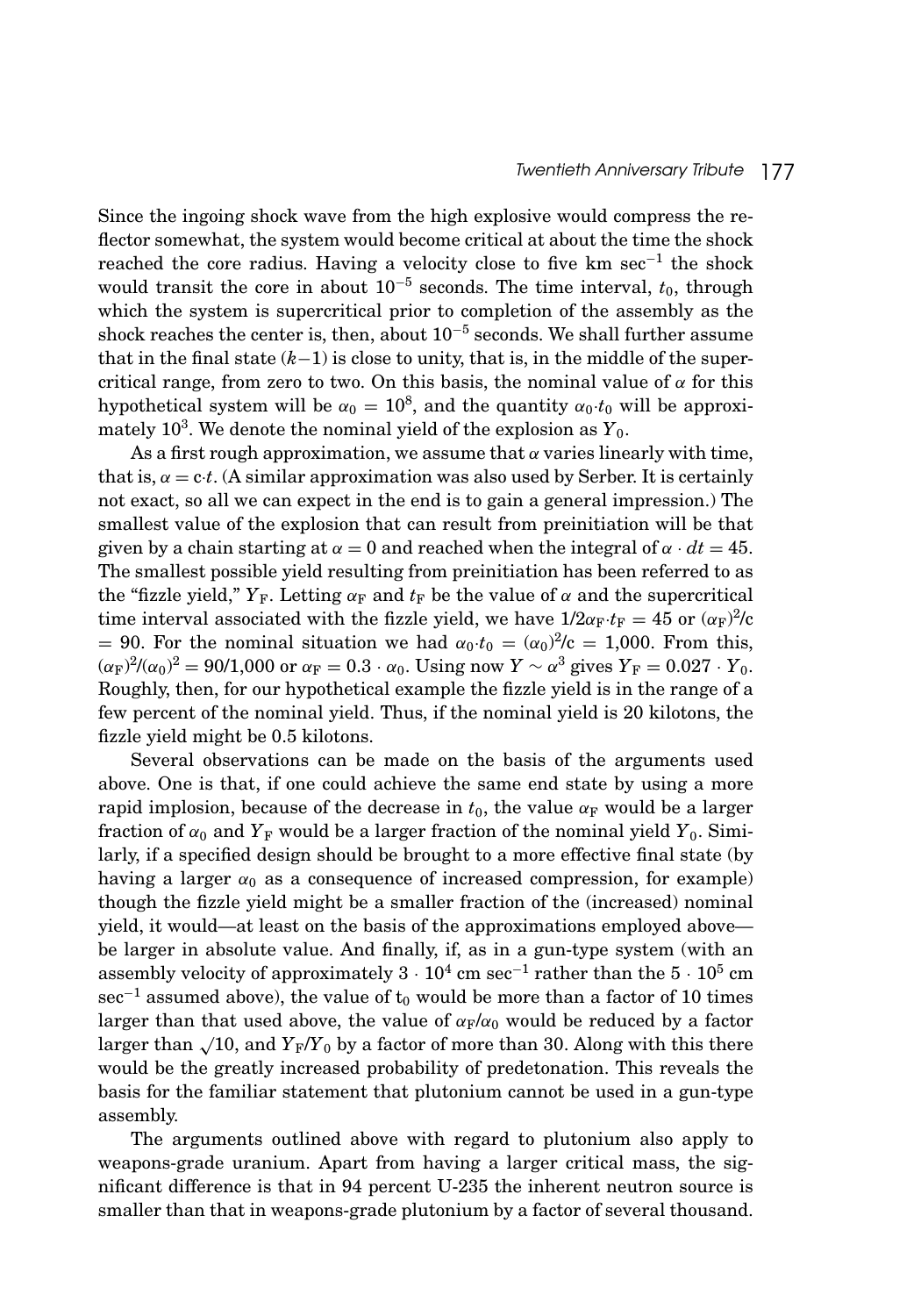Since the ingoing shock wave from the high explosive would compress the reflector somewhat, the system would become critical at about the time the shock reached the core radius. Having a velocity close to five km $sec^{-1}$ the shock would transit the core in about $10^{-5}$ seconds. The time interval, $t_0$, through which the system is supercritical prior to completion of the assembly as the shock reaches the center is, then, about $10^{-5}$ seconds. We shall further assume that in the final state $(k-1)$ is close to unity, that is, in the middle of the supercritical range, from zero to two. On this basis, the nominal value of $\alpha$ for this hypothetical system will be $\alpha_0 = 10^8$, and the quantity $\alpha_0 \cdot t_0$ will be approximately $10^3$. We denote the nominal yield of the explosion as $Y_0$.

As a first rough approximation, we assume that $\alpha$ varies linearly with time, that is, $\alpha = c \cdot t$. (A similar approximation was also used by Serber. It is certainly not exact, so all we can expect in the end is to gain a general impression.) The smallest value of the explosion that can result from preinitiation will be that given by a chain starting at $\alpha = 0$ and reached when the integral of $\alpha \cdot dt = 45$. The smallest possible yield resulting from preinitiation has been referred to as the "fizzle yield," $Y_F$. Letting $\alpha_F$ and $t_F$ be the value of $\alpha$ and the supercritical time interval associated with the fizzle yield, we have $1/2\alpha_F \cdot t_F = 45$ or $(\alpha_F)^2/c = 90$. For the nominal situation we had $\alpha_0 \cdot t_0 = (\alpha_0)^2/c = 1{,}000$. From this, $(\alpha_F)^2/(\alpha_0)^2 = 90/1{,}000$ or $\alpha_F = 0.3 \cdot \alpha_0$. Using now $Y \sim \alpha^3$ gives $Y_F = 0.027 \cdot Y_0$. Roughly, then, for our hypothetical example the fizzle yield is in the range of a few percent of the nominal yield. Thus, if the nominal yield is 20 kilotons, the fizzle yield might be 0.5 kilotons.

Several observations can be made on the basis of the arguments used above. One is that, if one could achieve the same end state by using a more rapid implosion, because of the decrease in $t_0$, the value $\alpha_F$ would be a larger fraction of $\alpha_0$ and $Y_F$ would be a larger fraction of the nominal yield $Y_0$. Similarly, if a specified design should be brought to a more effective final state (by having a larger $\alpha_0$ as a consequence of increased compression, for example) though the fizzle yield might be a smaller fraction of the (increased) nominal yield, it would—at least on the basis of the approximations employed above—be larger in absolute value. And finally, if, as in a gun-type system (with an assembly velocity of approximately $3 \cdot 10^4$ cm $sec^{-1}$ rather than the $5 \cdot 10^5$ cm $sec^{-1}$ assumed above), the value of $t_0$ would be more than a factor of 10 times larger than that used above, the value of $\alpha_F/\alpha_0$ would be reduced by a factor larger than $\sqrt{10}$, and $Y_F/Y_0$ by a factor of more than 30. Along with this there would be the greatly increased probability of predetonation. This reveals the basis for the familiar statement that plutonium cannot be used in a gun-type assembly.

The arguments outlined above with regard to plutonium also apply to weapons-grade uranium. Apart from having a larger critical mass, the significant difference is that in 94 percent U-235 the inherent neutron source is smaller than that in weapons-grade plutonium by a factor of several thousand.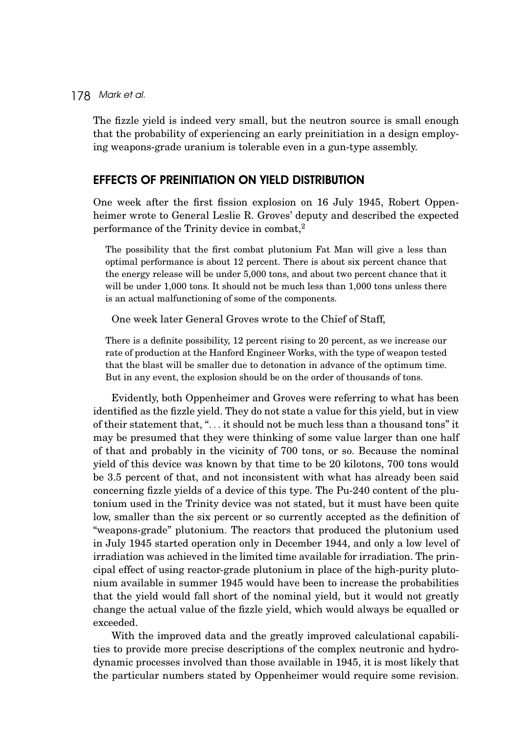The fizzle yield is indeed very small, but the neutron source is small enough that the probability of experiencing an early preinitiation in a design employing weapons-grade uranium is tolerable even in a gun-type assembly.

## EFFECTS OF PREINITIATION ON YIELD DISTRIBUTION

One week after the first fission explosion on 16 July 1945, Robert Oppenheimer wrote to General Leslie R. Groves' deputy and described the expected performance of the Trinity device in combat,[2]

> The possibility that the first combat plutonium Fat Man will give a less than optimal performance is about 12 percent. There is about six percent chance that the energy release will be under 5,000 tons, and about two percent chance that it will be under 1,000 tons. It should not be much less than 1,000 tons unless there is an actual malfunctioning of some of the components.

One week later General Groves wrote to the Chief of Staff,

> There is a definite possibility, 12 percent rising to 20 percent, as we increase our rate of production at the Hanford Engineer Works, with the type of weapon tested that the blast will be smaller due to detonation in advance of the optimum time. But in any event, the explosion should be on the order of thousands of tons.

Evidently, both Oppenheimer and Groves were referring to what has been identified as the fizzle yield. They do not state a value for this yield, but in view of their statement that, "... it should not be much less than a thousand tons" it may be presumed that they were thinking of some value larger than one half of that and probably in the vicinity of 700 tons, or so. Because the nominal yield of this device was known by that time to be 20 kilotons, 700 tons would be 3.5 percent of that, and not inconsistent with what has already been said concerning fizzle yields of a device of this type. The Pu-240 content of the plutonium used in the Trinity device was not stated, but it must have been quite low, smaller than the six percent or so currently accepted as the definition of "weapons-grade" plutonium. The reactors that produced the plutonium used in July 1945 started operation only in December 1944, and only a low level of irradiation was achieved in the limited time available for irradiation. The principal effect of using reactor-grade plutonium in place of the high-purity plutonium available in summer 1945 would have been to increase the probabilities that the yield would fall short of the nominal yield, but it would not greatly change the actual value of the fizzle yield, which would always be equalled or exceeded.

With the improved data and the greatly improved calculational capabilities to provide more precise descriptions of the complex neutronic and hydrodynamic processes involved than those available in 1945, it is most likely that the particular numbers stated by Oppenheimer would require some revision.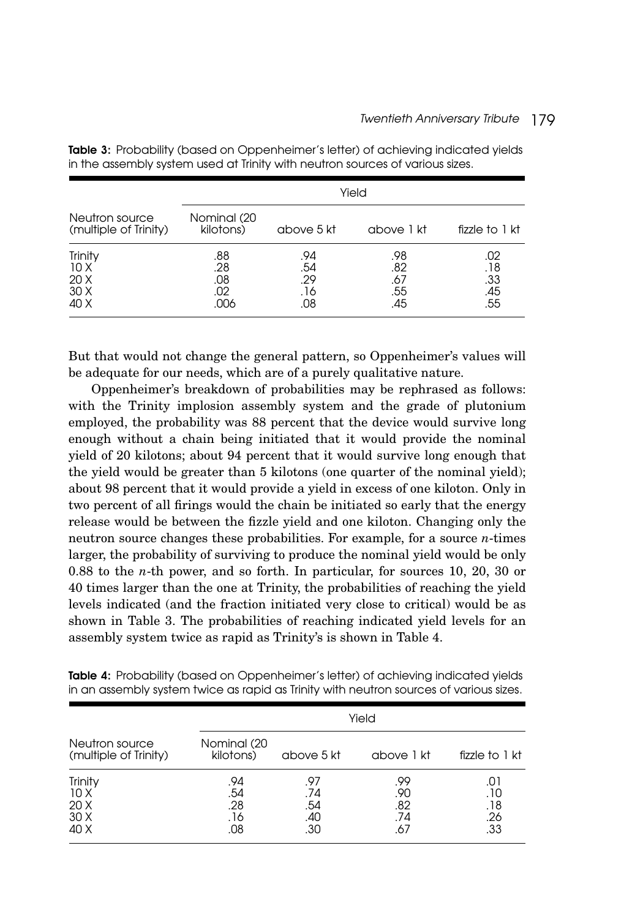**Table 3:** Probability (based on Oppenheimer's letter) of achieving indicated yields in the assembly system used at Trinity with neutron sources of various sizes.

| Neutron source (multiple of Trinity) | Yield | | | |
|---|---|---|---|---|
| | Nominal (20 kilotons) | above 5 kt | above 1 kt | fizzle to 1 kt |
| Trinity | .88 | .94 | .98 | .02 |
| 10 X | .28 | .54 | .82 | .18 |
| 20 X | .08 | .29 | .67 | .33 |
| 30 X | .02 | .16 | .55 | .45 |
| 40 X | .006 | .08 | .45 | .55 |

But that would not change the general pattern, so Oppenheimer's values will be adequate for our needs, which are of a purely qualitative nature.

Oppenheimer's breakdown of probabilities may be rephrased as follows: with the Trinity implosion assembly system and the grade of plutonium employed, the probability was 88 percent that the device would survive long enough without a chain being initiated that it would provide the nominal yield of 20 kilotons; about 94 percent that it would survive long enough that the yield would be greater than 5 kilotons (one quarter of the nominal yield); about 98 percent that it would provide a yield in excess of one kiloton. Only in two percent of all firings would the chain be initiated so early that the energy release would be between the fizzle yield and one kiloton. Changing only the neutron source changes these probabilities. For example, for a source $n$-times larger, the probability of surviving to produce the nominal yield would be only 0.88 to the $n$-th power, and so forth. In particular, for sources 10, 20, 30 or 40 times larger than the one at Trinity, the probabilities of reaching the yield levels indicated (and the fraction initiated very close to critical) would be as shown in Table 3. The probabilities of reaching indicated yield levels for an assembly system twice as rapid as Trinity's is shown in Table 4.

**Table 4:** Probability (based on Oppenheimer's letter) of achieving indicated yields in an assembly system twice as rapid as Trinity with neutron sources of various sizes.

| Neutron source (multiple of Trinity) | Yield | | | |
|---|---|---|---|---|
| | Nominal (20 kilotons) | above 5 kt | above 1 kt | fizzle to 1 kt |
| Trinity | .94 | .97 | .99 | .01 |
| 10 X | .54 | .74 | .90 | .10 |
| 20 X | .28 | .54 | .82 | .18 |
| 30 X | .16 | .40 | .74 | .26 |
| 40 X | .08 | .30 | .67 | .33 |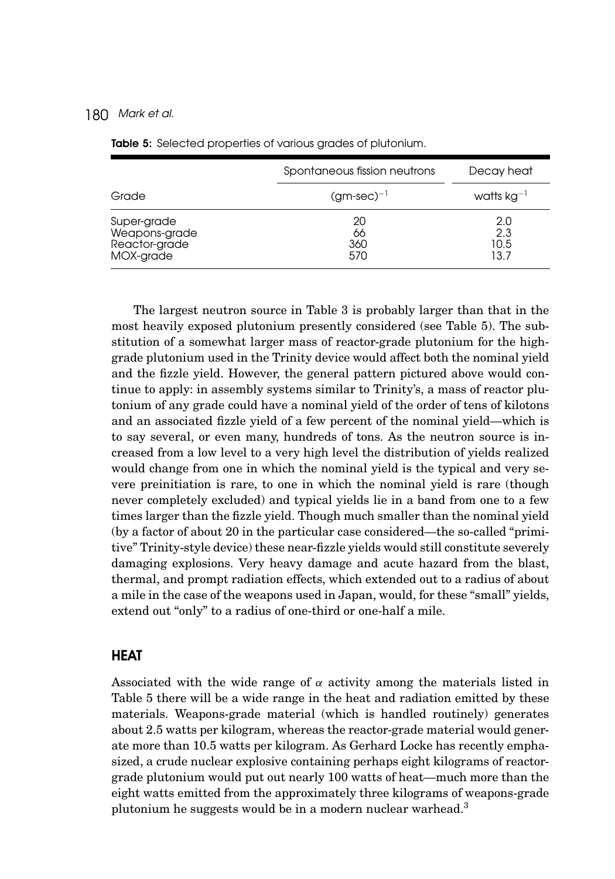**Table 5:** Selected properties of various grades of plutonium.

| Grade | Spontaneous fission neutrons $(\text{gm-sec})^{-1}$ | Decay heat watts $\text{kg}^{-1}$ |
|---|---|---|
| Super-grade | 20 | 2.0 |
| Weapons-grade | 66 | 2.3 |
| Reactor-grade | 360 | 10.5 |
| MOX-grade | 570 | 13.7 |

The largest neutron source in Table 3 is probably larger than that in the most heavily exposed plutonium presently considered (see Table 5). The substitution of a somewhat larger mass of reactor-grade plutonium for the high-grade plutonium used in the Trinity device would affect both the nominal yield and the fizzle yield. However, the general pattern pictured above would continue to apply: in assembly systems similar to Trinity's, a mass of reactor plutonium of any grade could have a nominal yield of the order of tens of kilotons and an associated fizzle yield of a few percent of the nominal yield—which is to say several, or even many, hundreds of tons. As the neutron source is increased from a low level to a very high level the distribution of yields realized would change from one in which the nominal yield is the typical and very severe preinitiation is rare, to one in which the nominal yield is rare (though never completely excluded) and typical yields lie in a band from one to a few times larger than the fizzle yield. Though much smaller than the nominal yield (by a factor of about 20 in the particular case considered—the so-called "primitive" Trinity-style device) these near-fizzle yields would still constitute severely damaging explosions. Very heavy damage and acute hazard from the blast, thermal, and prompt radiation effects, which extended out to a radius of about a mile in the case of the weapons used in Japan, would, for these "small" yields, extend out "only" to a radius of one-third or one-half a mile.

## HEAT

Associated with the wide range of $\alpha$ activity among the materials listed in Table 5 there will be a wide range in the heat and radiation emitted by these materials. Weapons-grade material (which is handled routinely) generates about 2.5 watts per kilogram, whereas the reactor-grade material would generate more than 10.5 watts per kilogram. As Gerhard Locke has recently emphasized, a crude nuclear explosive containing perhaps eight kilograms of reactor-grade plutonium would put out nearly 100 watts of heat—much more than the eight watts emitted from the approximately three kilograms of weapons-grade plutonium he suggests would be in a modern nuclear warhead.[3]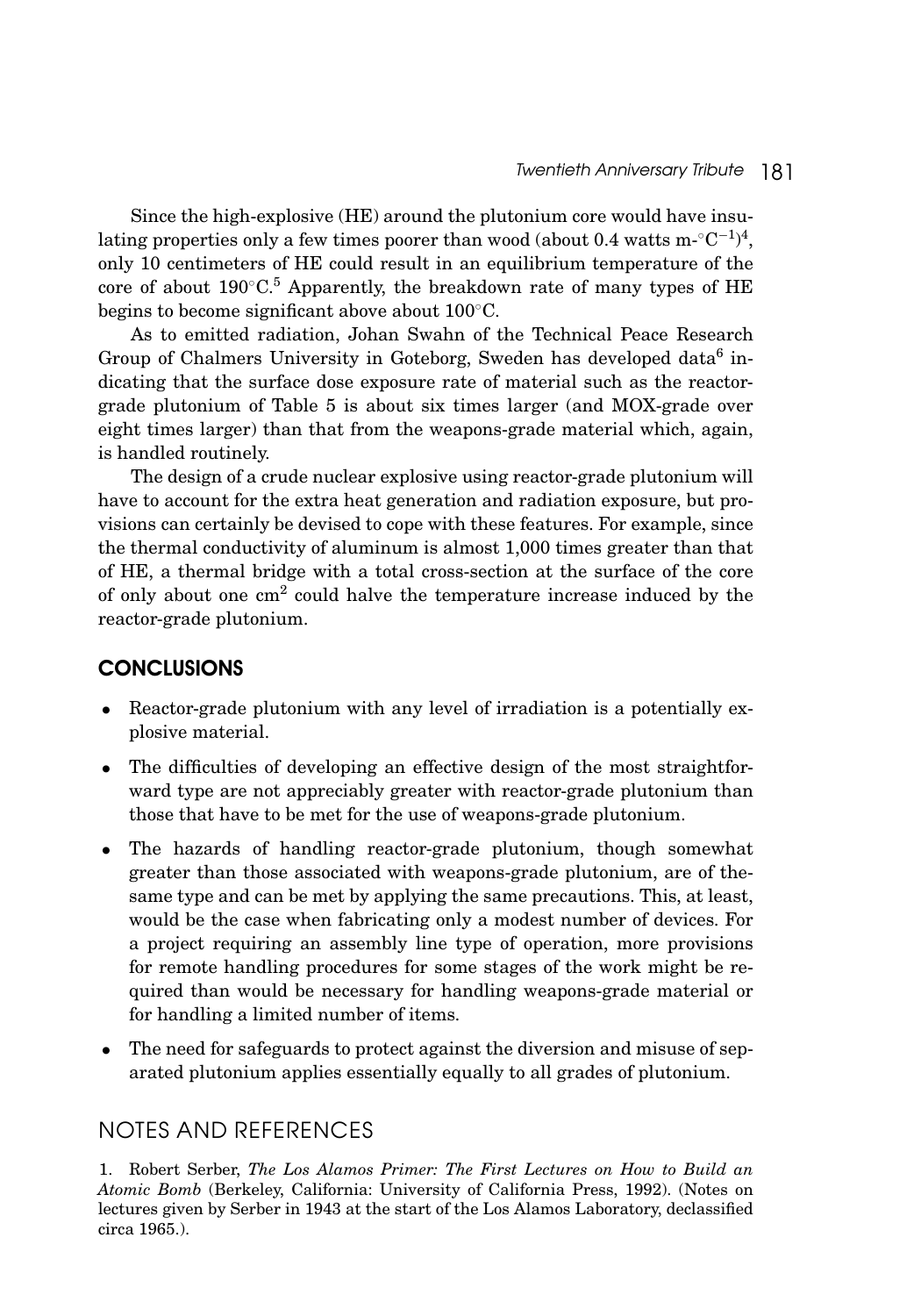Since the high-explosive (HE) around the plutonium core would have insulating properties only a few times poorer than wood (about 0.4 watts m-$^{\circ}$C$^{-1}$)[4], only 10 centimeters of HE could result in an equilibrium temperature of the core of about 190$^{\circ}$C.[5] Apparently, the breakdown rate of many types of HE begins to become significant above about 100$^{\circ}$C.

As to emitted radiation, Johan Swahn of the Technical Peace Research Group of Chalmers University in Goteborg, Sweden has developed data[6] indicating that the surface dose exposure rate of material such as the reactor-grade plutonium of Table 5 is about six times larger (and MOX-grade over eight times larger) than that from the weapons-grade material which, again, is handled routinely.

The design of a crude nuclear explosive using reactor-grade plutonium will have to account for the extra heat generation and radiation exposure, but provisions can certainly be devised to cope with these features. For example, since the thermal conductivity of aluminum is almost 1,000 times greater than that of HE, a thermal bridge with a total cross-section at the surface of the core of only about one cm$^2$ could halve the temperature increase induced by the reactor-grade plutonium.

## CONCLUSIONS

- Reactor-grade plutonium with any level of irradiation is a potentially explosive material.
- The difficulties of developing an effective design of the most straightforward type are not appreciably greater with reactor-grade plutonium than those that have to be met for the use of weapons-grade plutonium.
- The hazards of handling reactor-grade plutonium, though somewhat greater than those associated with weapons-grade plutonium, are of the-same type and can be met by applying the same precautions. This, at least, would be the case when fabricating only a modest number of devices. For a project requiring an assembly line type of operation, more provisions for remote handling procedures for some stages of the work might be required than would be necessary for handling weapons-grade material or for handling a limited number of items.
- The need for safeguards to protect against the diversion and misuse of separated plutonium applies essentially equally to all grades of plutonium.

## NOTES AND REFERENCES

1. Robert Serber, *The Los Alamos Primer: The First Lectures on How to Build an Atomic Bomb* (Berkeley, California: University of California Press, 1992). (Notes on lectures given by Serber in 1943 at the start of the Los Alamos Laboratory, declassified circa 1965.).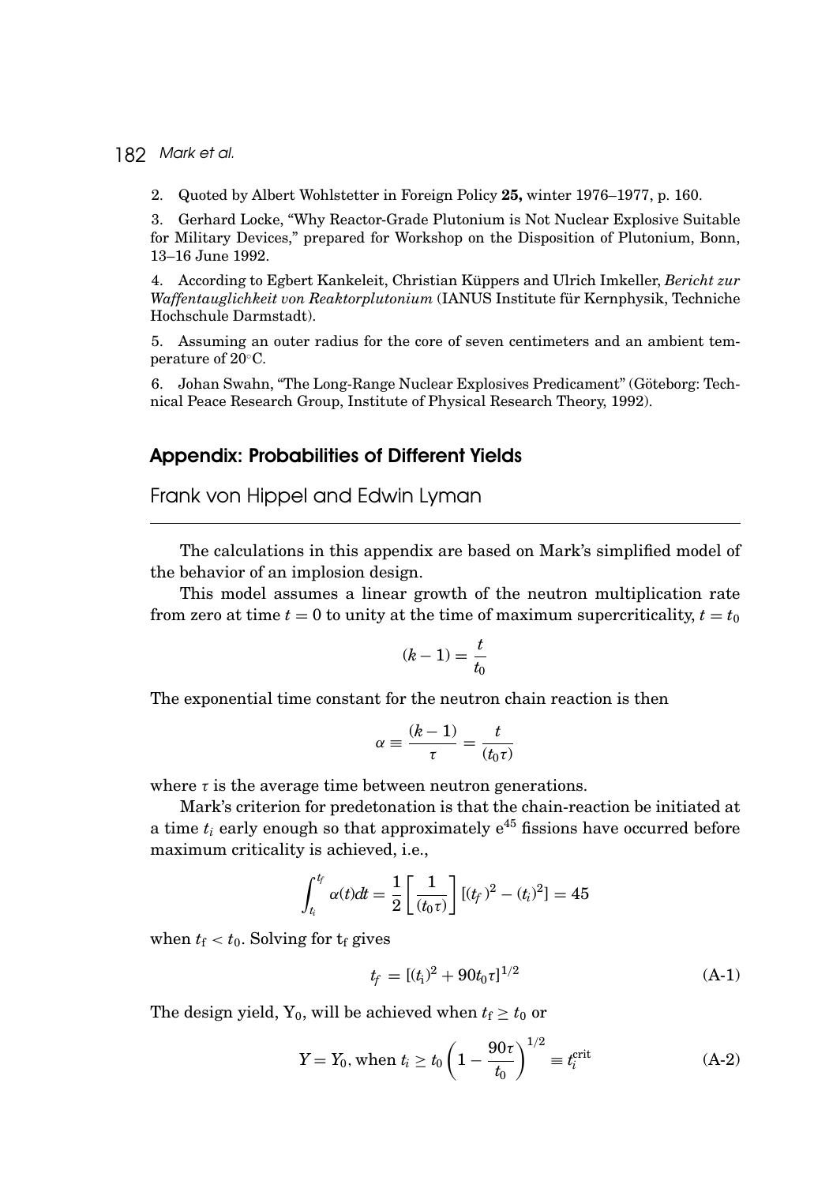2. Quoted by Albert Wohlstetter in Foreign Policy **25,** winter 1976–1977, p. 160.

3. Gerhard Locke, "Why Reactor-Grade Plutonium is Not Nuclear Explosive Suitable for Military Devices," prepared for Workshop on the Disposition of Plutonium, Bonn, 13–16 June 1992.

4. According to Egbert Kankeleit, Christian Küppers and Ulrich Imkeller, *Bericht zur Waffentauglichkeit von Reaktorplutonium* (IANUS Institute für Kernphysik, Techniche Hochschule Darmstadt).

5. Assuming an outer radius for the core of seven centimeters and an ambient temperature of 20°C.

6. Johan Swahn, "The Long-Range Nuclear Explosives Predicament" (Göteborg: Technical Peace Research Group, Institute of Physical Research Theory, 1992).

## Appendix: Probabilities of Different Yields

### Frank von Hippel and Edwin Lyman

---

The calculations in this appendix are based on Mark's simplified model of the behavior of an implosion design.

This model assumes a linear growth of the neutron multiplication rate from zero at time $t = 0$ to unity at the time of maximum supercriticality, $t = t_0$

$$(k - 1) = \frac{t}{t_0}$$

The exponential time constant for the neutron chain reaction is then

$$\alpha \equiv \frac{(k-1)}{\tau} = \frac{t}{(t_0 \tau)}$$

where $\tau$ is the average time between neutron generations.

Mark's criterion for predetonation is that the chain-reaction be initiated at a time $t_i$ early enough so that approximately $e^{45}$ fissions have occurred before maximum criticality is achieved, i.e.,

$$\int_{t_i}^{t_f} \alpha(t)dt = \frac{1}{2}\left[\frac{1}{(t_0\tau)}\right][(t_f)^2 - (t_i)^2] = 45$$

when $t_f < t_0$. Solving for $t_f$ gives

$$t_f = [(t_i)^2 + 90t_0\tau]^{1/2} \tag{A-1}$$

The design yield, $Y_0$, will be achieved when $t_f \geq t_0$ or

$$Y = Y_0, \text{ when } t_i \geq t_0\left(1 - \frac{90\tau}{t_0}\right)^{1/2} \equiv t_i^{\text{crit}} \tag{A-2}$$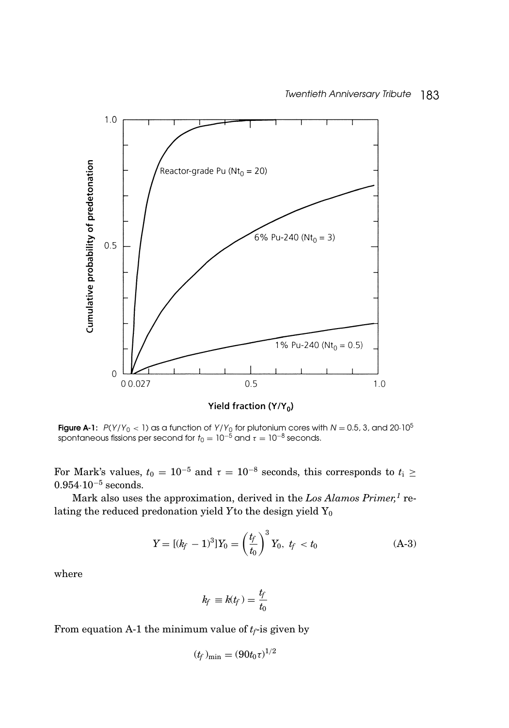**Figure A-1:** $P(Y/Y_0 < 1)$ as a function of $Y/Y_0$ for plutonium cores with $N = 0.5$, 3, and $20 \cdot 10^5$ spontaneous fissions per second for $t_0 = 10^{-5}$ and $\tau = 10^{-8}$ seconds.

For Mark's values, $t_0 = 10^{-5}$ and $\tau = 10^{-8}$ seconds, this corresponds to $t_i \geq 0.954 \cdot 10^{-5}$ seconds.

Mark also uses the approximation, derived in the *Los Alamos Primer*,[1] relating the reduced predonation yield $Y$ to the design yield $Y_0$

$$Y = [(k_f - 1)^3]Y_0 = \left(\frac{t_f}{t_0}\right)^3 Y_0, \; t_f < t_0 \tag{A-3}$$

where

$$k_f \equiv k(t_f) = \frac{t_f}{t_0}$$

From equation A-1 the minimum value of $t_f$-is given by

$$(t_f)_{\min} = (90 t_0 \tau)^{1/2}$$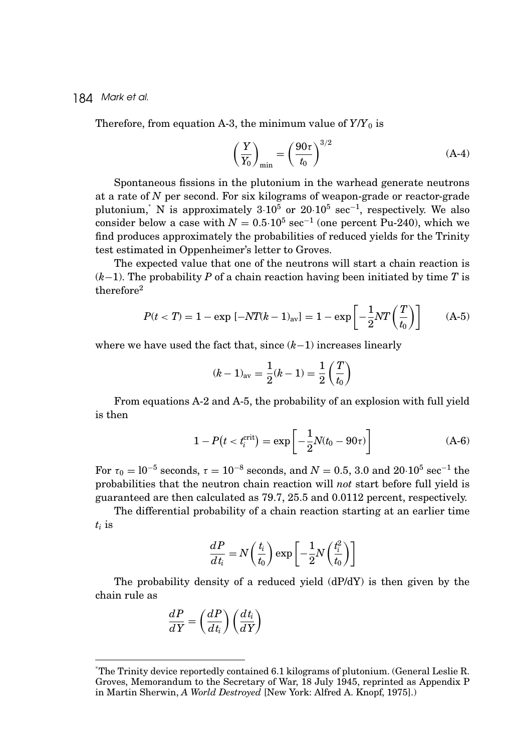Therefore, from equation A-3, the minimum value of $Y/Y_0$ is

$$\left(\frac{Y}{Y_0}\right)_{\min} = \left(\frac{90\tau}{t_0}\right)^{3/2} \tag{A-4}$$

Spontaneous fissions in the plutonium in the warhead generate neutrons at a rate of $N$ per second. For six kilograms of weapon-grade or reactor-grade plutonium,* N is approximately $3{\cdot}10^5$ or $20{\cdot}10^5$ sec$^{-1}$, respectively. We also consider below a case with $N = 0.5{\cdot}10^5$ sec$^{-1}$ (one percent Pu-240), which we find produces approximately the probabilities of reduced yields for the Trinity test estimated in Oppenheimer's letter to Groves.

The expected value that one of the neutrons will start a chain reaction is $(k-1)$. The probability $P$ of a chain reaction having been initiated by time $T$ is therefore[2]

$$P(t < T) = 1 - \exp\left[-NT(k-1)_{\text{av}}\right] = 1 - \exp\left[-\frac{1}{2}NT\left(\frac{T}{t_0}\right)\right] \tag{A-5}$$

where we have used the fact that, since $(k-1)$ increases linearly

$$(k-1)_{\text{av}} = \frac{1}{2}(k-1) = \frac{1}{2}\left(\frac{T}{t_0}\right)$$

From equations A-2 and A-5, the probability of an explosion with full yield is then

$$1 - P\left(t < t_i^{\text{crit}}\right) = \exp\left[-\frac{1}{2}N(t_0 - 90\tau)\right] \tag{A-6}$$

For $\tau_0 = 10^{-5}$ seconds, $\tau = 10^{-8}$ seconds, and $N = 0.5$, 3.0 and $20{\cdot}10^5$ sec$^{-1}$ the probabilities that the neutron chain reaction will *not* start before full yield is guaranteed are then calculated as 79.7, 25.5 and 0.0112 percent, respectively.

The differential probability of a chain reaction starting at an earlier time $t_i$ is

$$\frac{dP}{dt_i} = N\left(\frac{t_i}{t_0}\right)\exp\left[-\frac{1}{2}N\left(\frac{t_i^2}{t_0}\right)\right]$$

The probability density of a reduced yield (dP/dY) is then given by the chain rule as

$$\frac{dP}{dY} = \left(\frac{dP}{dt_i}\right)\left(\frac{dt_i}{dY}\right)$$

---

*The Trinity device reportedly contained 6.1 kilograms of plutonium. (General Leslie R. Groves, Memorandum to the Secretary of War, 18 July 1945, reprinted as Appendix P in Martin Sherwin, *A World Destroyed* [New York: Alfred A. Knopf, 1975].)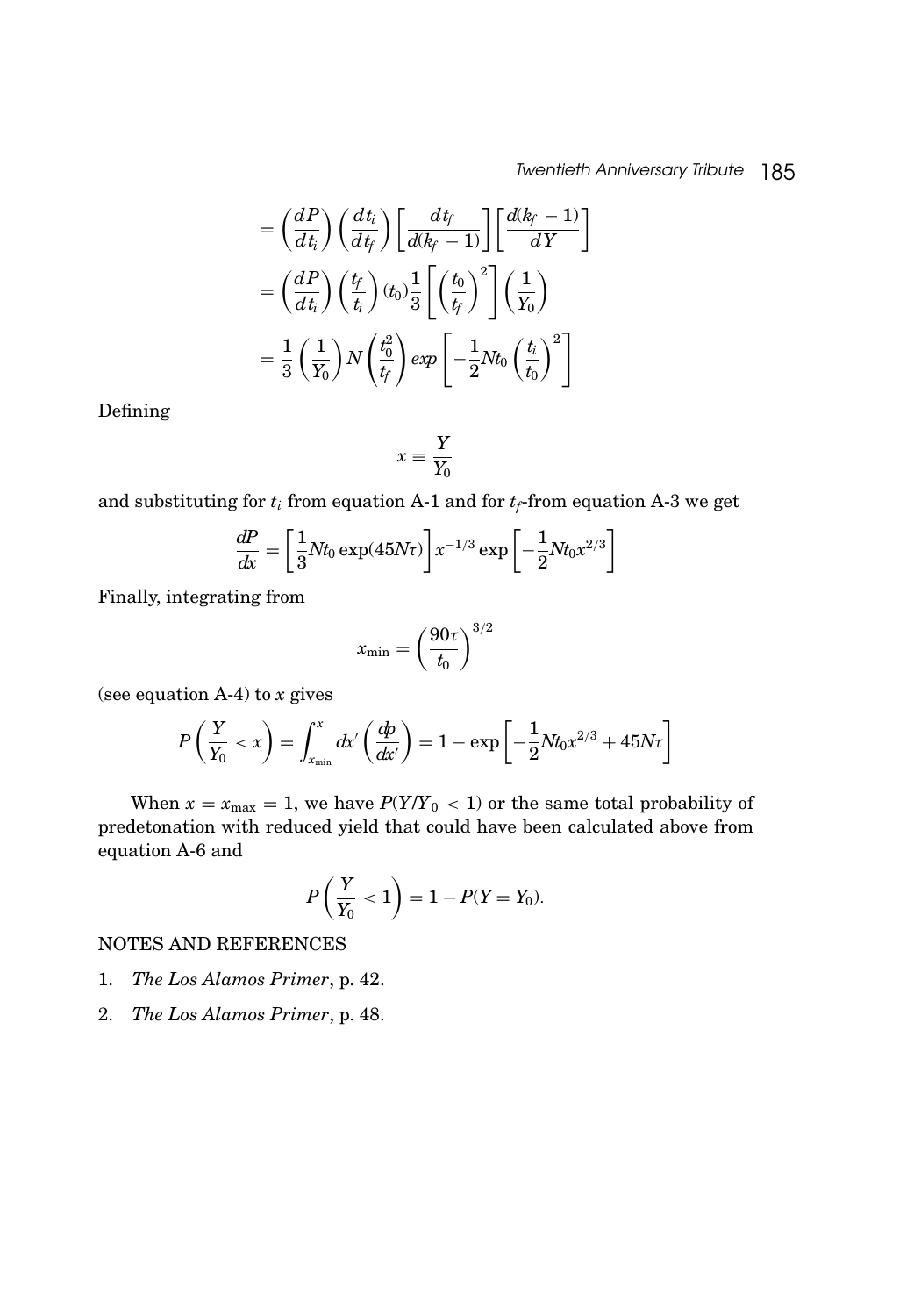$$= \left(\frac{dP}{dt_i}\right)\left(\frac{dt_i}{dt_f}\right)\left[\frac{dt_f}{d(k_f - 1)}\right]\left[\frac{d(k_f - 1)}{dY}\right]$$

$$= \left(\frac{dP}{dt_i}\right)\left(\frac{t_f}{t_i}\right)(t_0)\frac{1}{3}\left[\left(\frac{t_0}{t_f}\right)^2\right]\left(\frac{1}{Y_0}\right)$$

$$= \frac{1}{3}\left(\frac{1}{Y_0}\right)N\left(\frac{t_0^2}{t_f}\right)exp\left[-\frac{1}{2}Nt_0\left(\frac{t_i}{t_0}\right)^2\right]$$

Defining

$$x \equiv \frac{Y}{Y_0}$$

and substituting for $t_i$ from equation A-1 and for $t_f$-from equation A-3 we get

$$\frac{dP}{dx} = \left[\frac{1}{3}Nt_0 \exp(45N\tau)\right]x^{-1/3} \exp\left[-\frac{1}{2}Nt_0 x^{2/3}\right]$$

Finally, integrating from

$$x_{\min} = \left(\frac{90\tau}{t_0}\right)^{3/2}$$

(see equation A-4) to $x$ gives

$$P\left(\frac{Y}{Y_0} < x\right) = \int_{x_{\min}}^{x} dx'\left(\frac{dp}{dx'}\right) = 1 - \exp\left[-\frac{1}{2}Nt_0 x^{2/3} + 45N\tau\right]$$

When $x = x_{\max} = 1$, we have $P(Y/Y_0 < 1)$ or the same total probability of predetonation with reduced yield that could have been calculated above from equation A-6 and

$$P\left(\frac{Y}{Y_0} < 1\right) = 1 - P(Y = Y_0).$$

NOTES AND REFERENCES

1. *The Los Alamos Primer*, p. 42.
2. *The Los Alamos Primer*, p. 48.